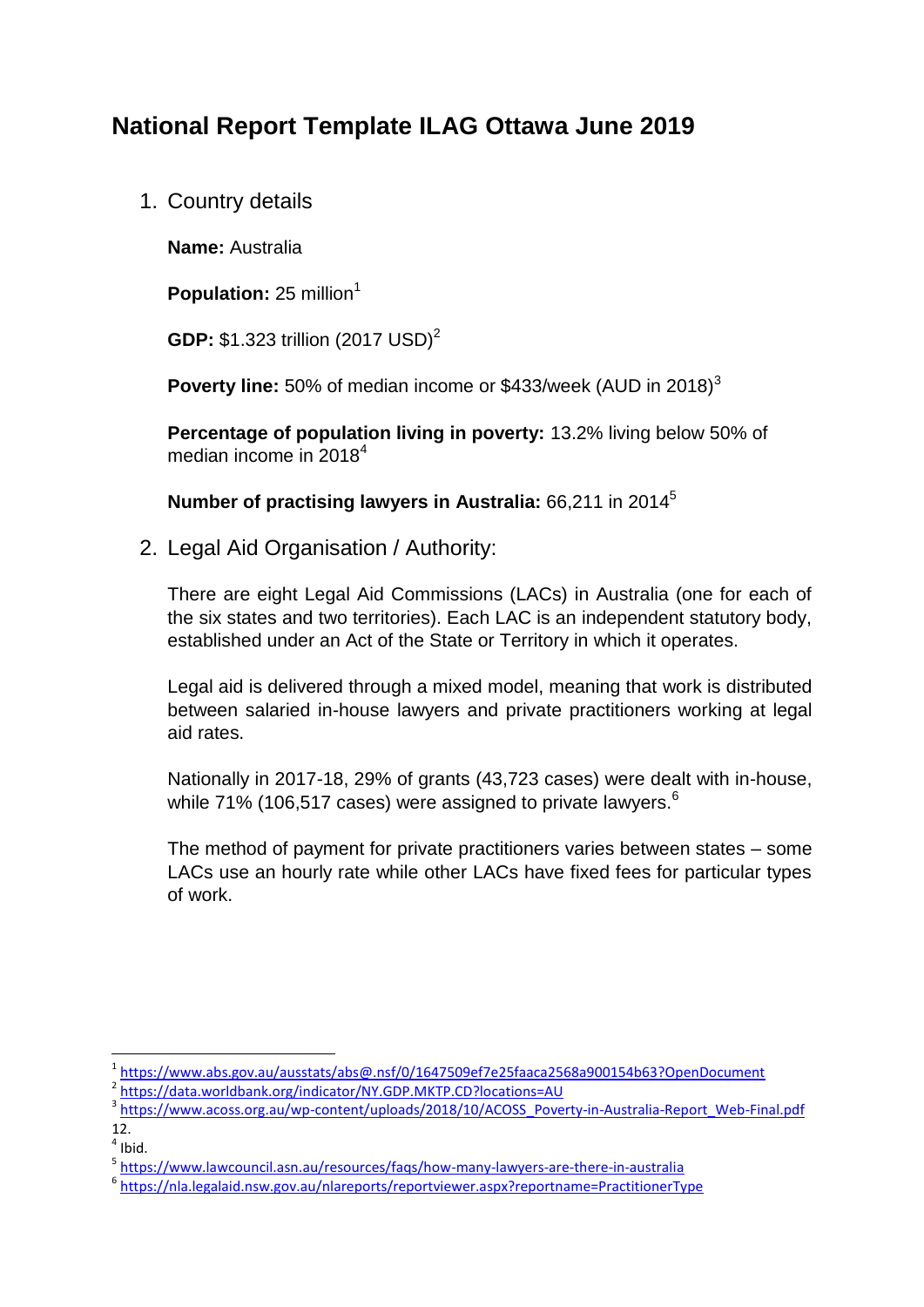# National Report Template ILAG Ottawa June 2019

1. Country details

   **Name:** Australia

   **Population:** 25 million[1]

   **GDP:** $1.323 trillion (2017 USD)[2]

   **Poverty line:** 50% of median income or $433/week (AUD in 2018)[3]

   **Percentage of population living in poverty:** 13.2% living below 50% of median income in 2018[4]

   **Number of practising lawyers in Australia:** 66,211 in 2014[5]

2. Legal Aid Organisation / Authority:

   There are eight Legal Aid Commissions (LACs) in Australia (one for each of the six states and two territories). Each LAC is an independent statutory body, established under an Act of the State or Territory in which it operates.

   Legal aid is delivered through a mixed model, meaning that work is distributed between salaried in-house lawyers and private practitioners working at legal aid rates.

   Nationally in 2017-18, 29% of grants (43,723 cases) were dealt with in-house, while 71% (106,517 cases) were assigned to private lawyers.[6]

   The method of payment for private practitioners varies between states – some LACs use an hourly rate while other LACs have fixed fees for particular types of work.

---

[1] https://www.abs.gov.au/ausstats/abs@.nsf/0/1647509ef7e25faaca2568a900154b63?OpenDocument

[2] https://data.worldbank.org/indicator/NY.GDP.MKTP.CD?locations=AU

[3] https://www.acoss.org.au/wp-content/uploads/2018/10/ACOSS_Poverty-in-Australia-Report_Web-Final.pdf 12.

[4] Ibid.

[5] https://www.lawcouncil.asn.au/resources/faqs/how-many-lawyers-are-there-in-australia

[6] https://nla.legalaid.nsw.gov.au/nlareports/reportviewer.aspx?reportname=PractitionerType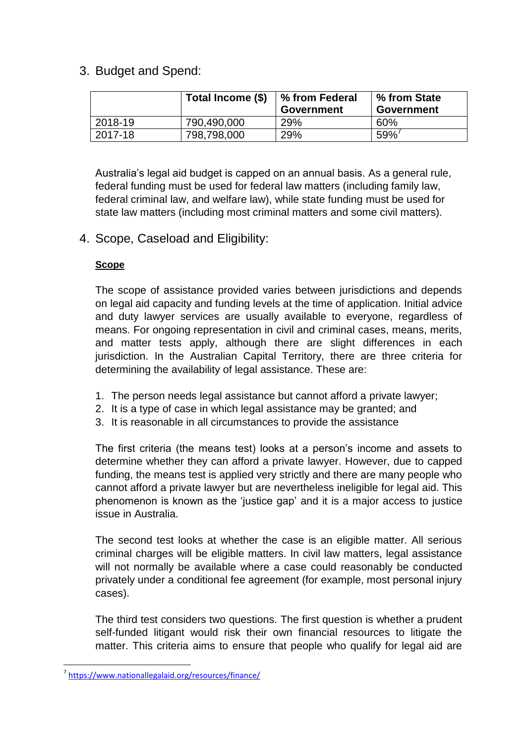## 3. Budget and Spend:

| | Total Income ($) | % from Federal Government | % from State Government |
|---|---|---|---|
| 2018-19 | 790,490,000 | 29% | 60% |
| 2017-18 | 798,798,000 | 29% | 59%[7] |

Australia's legal aid budget is capped on an annual basis. As a general rule, federal funding must be used for federal law matters (including family law, federal criminal law, and welfare law), while state funding must be used for state law matters (including most criminal matters and some civil matters).

## 4. Scope, Caseload and Eligibility:

**Scope**

The scope of assistance provided varies between jurisdictions and depends on legal aid capacity and funding levels at the time of application. Initial advice and duty lawyer services are usually available to everyone, regardless of means. For ongoing representation in civil and criminal cases, means, merits, and matter tests apply, although there are slight differences in each jurisdiction. In the Australian Capital Territory, there are three criteria for determining the availability of legal assistance. These are:

1. The person needs legal assistance but cannot afford a private lawyer;
2. It is a type of case in which legal assistance may be granted; and
3. It is reasonable in all circumstances to provide the assistance

The first criteria (the means test) looks at a person's income and assets to determine whether they can afford a private lawyer. However, due to capped funding, the means test is applied very strictly and there are many people who cannot afford a private lawyer but are nevertheless ineligible for legal aid. This phenomenon is known as the 'justice gap' and it is a major access to justice issue in Australia.

The second test looks at whether the case is an eligible matter. All serious criminal charges will be eligible matters. In civil law matters, legal assistance will not normally be available where a case could reasonably be conducted privately under a conditional fee agreement (for example, most personal injury cases).

The third test considers two questions. The first question is whether a prudent self-funded litigant would risk their own financial resources to litigate the matter. This criteria aims to ensure that people who qualify for legal aid are

[7] https://www.nationallegalaid.org/resources/finance/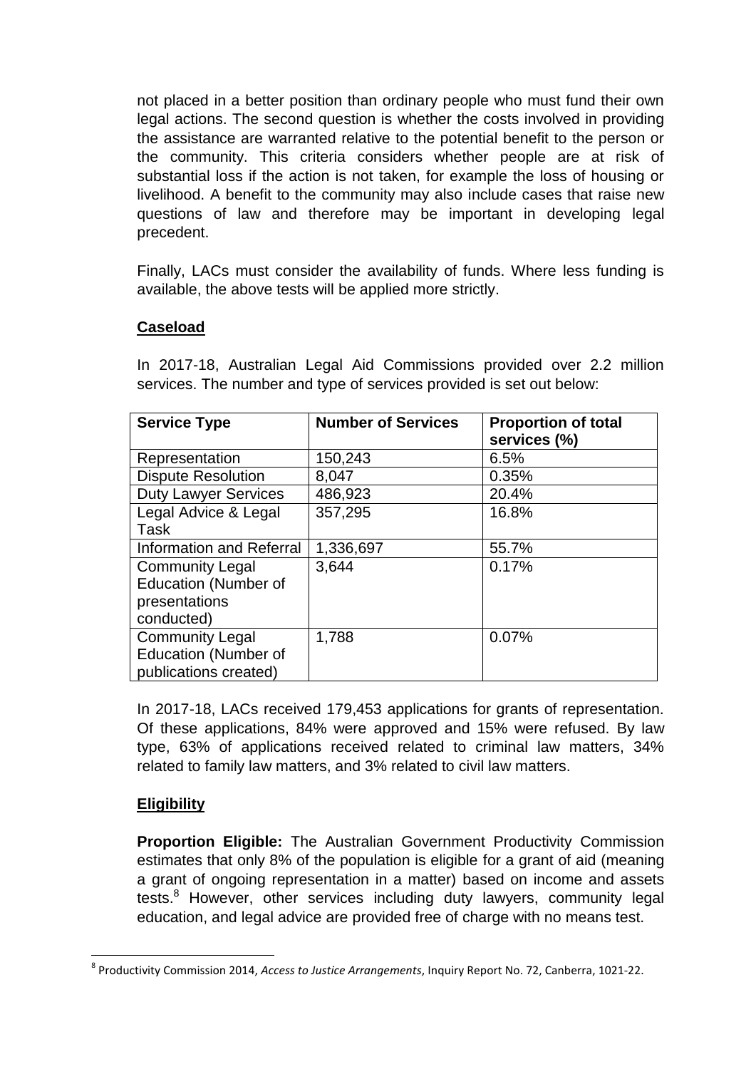not placed in a better position than ordinary people who must fund their own legal actions. The second question is whether the costs involved in providing the assistance are warranted relative to the potential benefit to the person or the community. This criteria considers whether people are at risk of substantial loss if the action is not taken, for example the loss of housing or livelihood. A benefit to the community may also include cases that raise new questions of law and therefore may be important in developing legal precedent.

Finally, LACs must consider the availability of funds. Where less funding is available, the above tests will be applied more strictly.

## Caseload

In 2017-18, Australian Legal Aid Commissions provided over 2.2 million services. The number and type of services provided is set out below:

| Service Type | Number of Services | Proportion of total services (%) |
|---|---|---|
| Representation | 150,243 | 6.5% |
| Dispute Resolution | 8,047 | 0.35% |
| Duty Lawyer Services | 486,923 | 20.4% |
| Legal Advice & Legal Task | 357,295 | 16.8% |
| Information and Referral | 1,336,697 | 55.7% |
| Community Legal Education (Number of presentations conducted) | 3,644 | 0.17% |
| Community Legal Education (Number of publications created) | 1,788 | 0.07% |

In 2017-18, LACs received 179,453 applications for grants of representation. Of these applications, 84% were approved and 15% were refused. By law type, 63% of applications received related to criminal law matters, 34% related to family law matters, and 3% related to civil law matters.

## Eligibility

**Proportion Eligible:** The Australian Government Productivity Commission estimates that only 8% of the population is eligible for a grant of aid (meaning a grant of ongoing representation in a matter) based on income and assets tests.[8] However, other services including duty lawyers, community legal education, and legal advice are provided free of charge with no means test.

[8] Productivity Commission 2014, *Access to Justice Arrangements*, Inquiry Report No. 72, Canberra, 1021-22.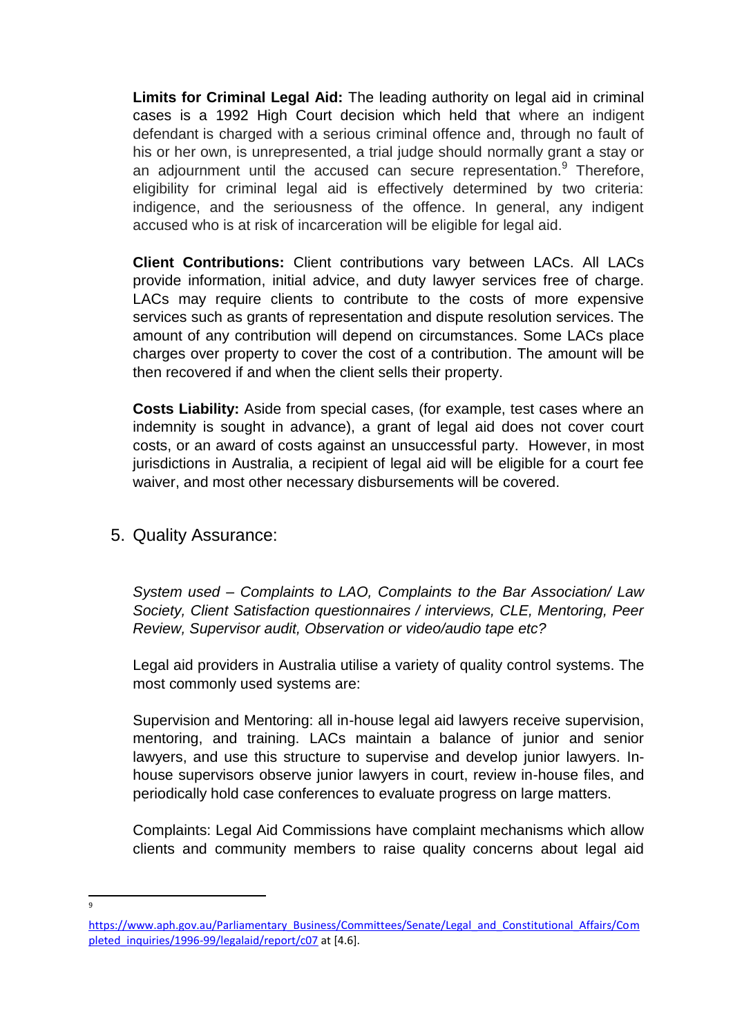**Limits for Criminal Legal Aid:** The leading authority on legal aid in criminal cases is a 1992 High Court decision which held that where an indigent defendant is charged with a serious criminal offence and, through no fault of his or her own, is unrepresented, a trial judge should normally grant a stay or an adjournment until the accused can secure representation.[9] Therefore, eligibility for criminal legal aid is effectively determined by two criteria: indigence, and the seriousness of the offence. In general, any indigent accused who is at risk of incarceration will be eligible for legal aid.

**Client Contributions:** Client contributions vary between LACs. All LACs provide information, initial advice, and duty lawyer services free of charge. LACs may require clients to contribute to the costs of more expensive services such as grants of representation and dispute resolution services. The amount of any contribution will depend on circumstances. Some LACs place charges over property to cover the cost of a contribution. The amount will be then recovered if and when the client sells their property.

**Costs Liability:** Aside from special cases, (for example, test cases where an indemnity is sought in advance), a grant of legal aid does not cover court costs, or an award of costs against an unsuccessful party. However, in most jurisdictions in Australia, a recipient of legal aid will be eligible for a court fee waiver, and most other necessary disbursements will be covered.

## 5. Quality Assurance:

*System used – Complaints to LAO, Complaints to the Bar Association/ Law Society, Client Satisfaction questionnaires / interviews, CLE, Mentoring, Peer Review, Supervisor audit, Observation or video/audio tape etc?*

Legal aid providers in Australia utilise a variety of quality control systems. The most commonly used systems are:

Supervision and Mentoring: all in-house legal aid lawyers receive supervision, mentoring, and training. LACs maintain a balance of junior and senior lawyers, and use this structure to supervise and develop junior lawyers. In-house supervisors observe junior lawyers in court, review in-house files, and periodically hold case conferences to evaluate progress on large matters.

Complaints: Legal Aid Commissions have complaint mechanisms which allow clients and community members to raise quality concerns about legal aid

---

[9] https://www.aph.gov.au/Parliamentary_Business/Committees/Senate/Legal_and_Constitutional_Affairs/Completed_inquiries/1996-99/legalaid/report/c07 at [4.6].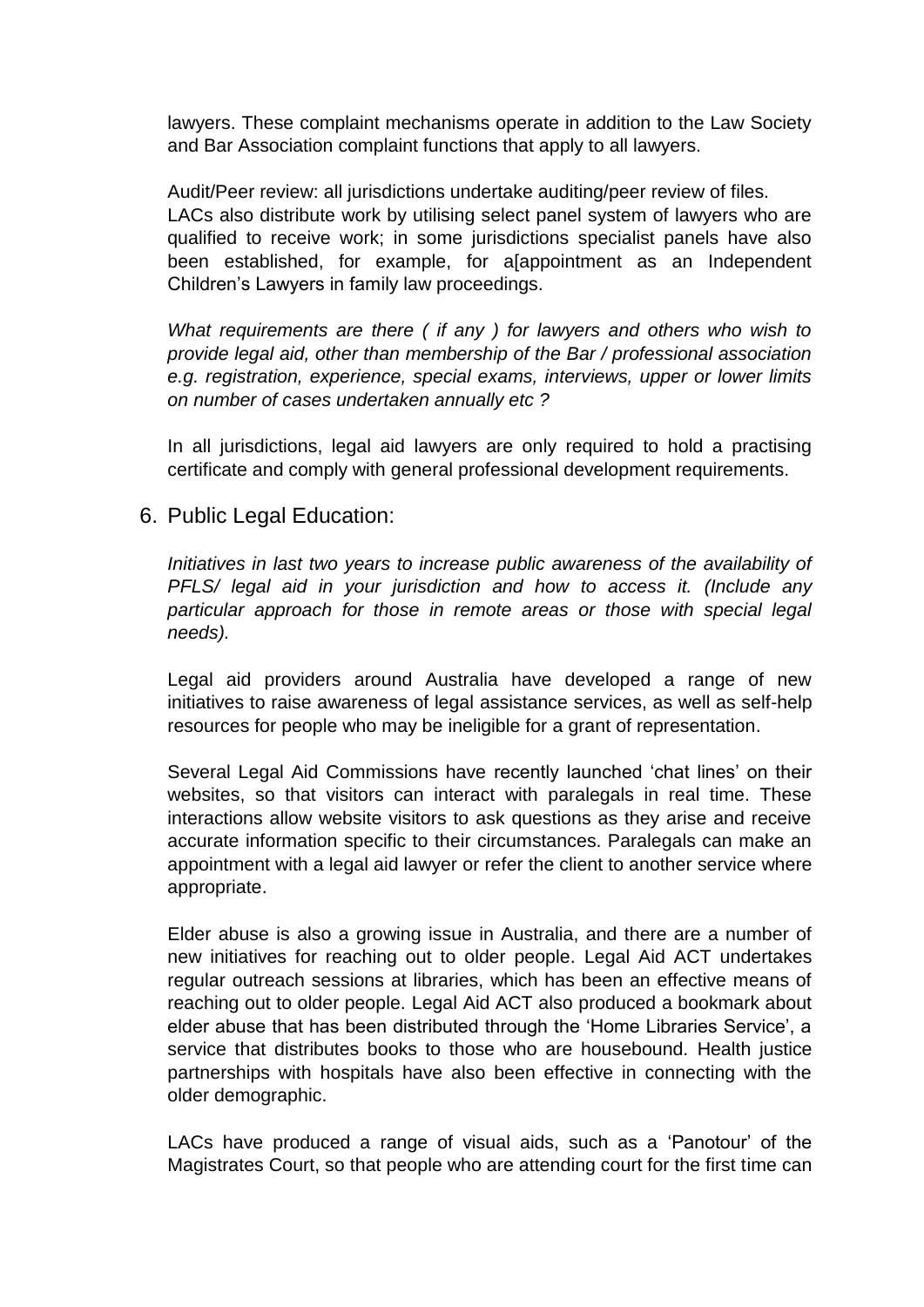lawyers. These complaint mechanisms operate in addition to the Law Society and Bar Association complaint functions that apply to all lawyers.

Audit/Peer review: all jurisdictions undertake auditing/peer review of files.
LACs also distribute work by utilising select panel system of lawyers who are qualified to receive work; in some jurisdictions specialist panels have also been established, for example, for a[appointment as an Independent Children's Lawyers in family law proceedings.

*What requirements are there ( if any ) for lawyers and others who wish to provide legal aid, other than membership of the Bar / professional association e.g. registration, experience, special exams, interviews, upper or lower limits on number of cases undertaken annually etc ?*

In all jurisdictions, legal aid lawyers are only required to hold a practising certificate and comply with general professional development requirements.

## 6. Public Legal Education:

*Initiatives in last two years to increase public awareness of the availability of PFLS/ legal aid in your jurisdiction and how to access it. (Include any particular approach for those in remote areas or those with special legal needs).*

Legal aid providers around Australia have developed a range of new initiatives to raise awareness of legal assistance services, as well as self-help resources for people who may be ineligible for a grant of representation.

Several Legal Aid Commissions have recently launched 'chat lines' on their websites, so that visitors can interact with paralegals in real time. These interactions allow website visitors to ask questions as they arise and receive accurate information specific to their circumstances. Paralegals can make an appointment with a legal aid lawyer or refer the client to another service where appropriate.

Elder abuse is also a growing issue in Australia, and there are a number of new initiatives for reaching out to older people. Legal Aid ACT undertakes regular outreach sessions at libraries, which has been an effective means of reaching out to older people. Legal Aid ACT also produced a bookmark about elder abuse that has been distributed through the 'Home Libraries Service', a service that distributes books to those who are housebound. Health justice partnerships with hospitals have also been effective in connecting with the older demographic.

LACs have produced a range of visual aids, such as a 'Panotour' of the Magistrates Court, so that people who are attending court for the first time can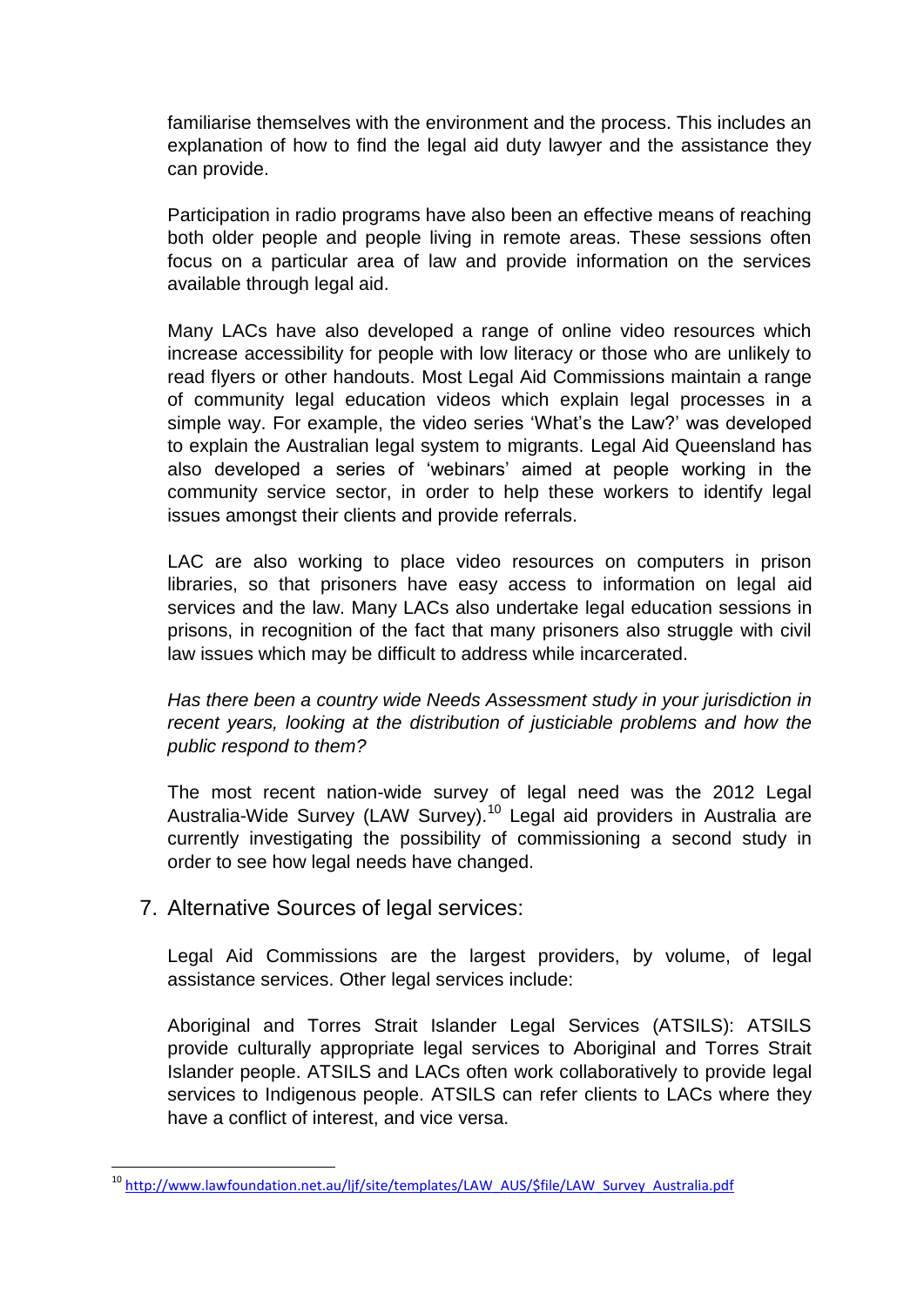familiarise themselves with the environment and the process. This includes an explanation of how to find the legal aid duty lawyer and the assistance they can provide.

Participation in radio programs have also been an effective means of reaching both older people and people living in remote areas. These sessions often focus on a particular area of law and provide information on the services available through legal aid.

Many LACs have also developed a range of online video resources which increase accessibility for people with low literacy or those who are unlikely to read flyers or other handouts. Most Legal Aid Commissions maintain a range of community legal education videos which explain legal processes in a simple way. For example, the video series 'What's the Law?' was developed to explain the Australian legal system to migrants. Legal Aid Queensland has also developed a series of 'webinars' aimed at people working in the community service sector, in order to help these workers to identify legal issues amongst their clients and provide referrals.

LAC are also working to place video resources on computers in prison libraries, so that prisoners have easy access to information on legal aid services and the law. Many LACs also undertake legal education sessions in prisons, in recognition of the fact that many prisoners also struggle with civil law issues which may be difficult to address while incarcerated.

*Has there been a country wide Needs Assessment study in your jurisdiction in recent years, looking at the distribution of justiciable problems and how the public respond to them?*

The most recent nation-wide survey of legal need was the 2012 Legal Australia-Wide Survey (LAW Survey).[10] Legal aid providers in Australia are currently investigating the possibility of commissioning a second study in order to see how legal needs have changed.

## 7. Alternative Sources of legal services:

Legal Aid Commissions are the largest providers, by volume, of legal assistance services. Other legal services include:

Aboriginal and Torres Strait Islander Legal Services (ATSILS): ATSILS provide culturally appropriate legal services to Aboriginal and Torres Strait Islander people. ATSILS and LACs often work collaboratively to provide legal services to Indigenous people. ATSILS can refer clients to LACs where they have a conflict of interest, and vice versa.

---

[10] http://www.lawfoundation.net.au/ljf/site/templates/LAW_AUS/$file/LAW_Survey_Australia.pdf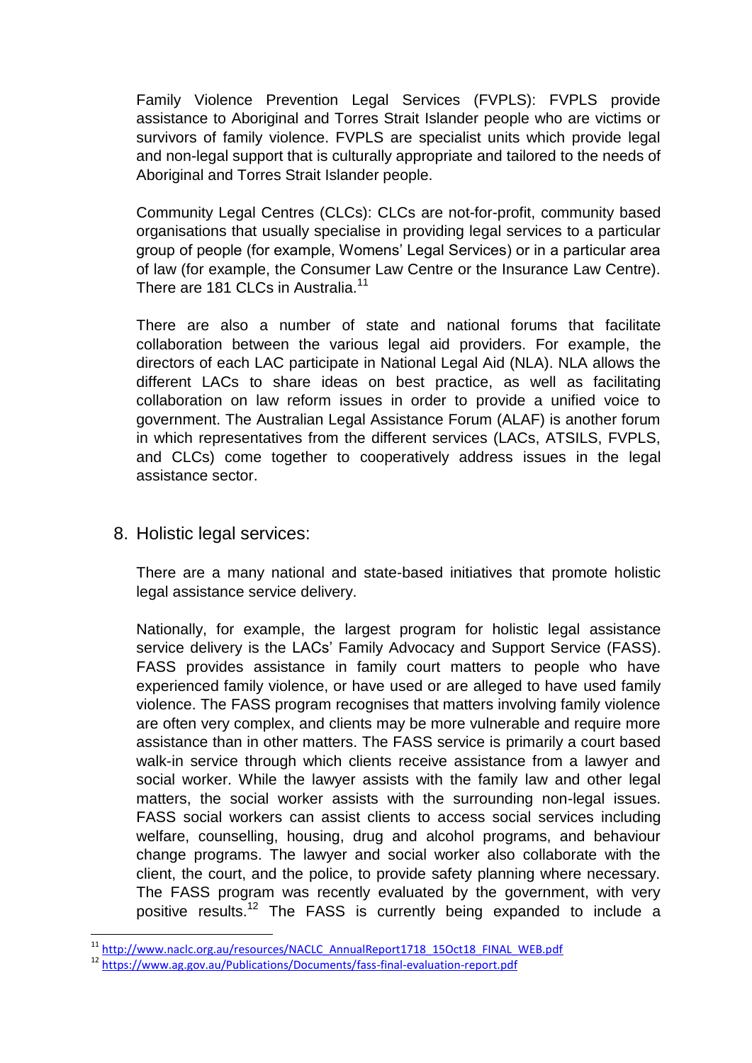Family Violence Prevention Legal Services (FVPLS): FVPLS provide assistance to Aboriginal and Torres Strait Islander people who are victims or survivors of family violence. FVPLS are specialist units which provide legal and non-legal support that is culturally appropriate and tailored to the needs of Aboriginal and Torres Strait Islander people.

Community Legal Centres (CLCs): CLCs are not-for-profit, community based organisations that usually specialise in providing legal services to a particular group of people (for example, Womens' Legal Services) or in a particular area of law (for example, the Consumer Law Centre or the Insurance Law Centre). There are 181 CLCs in Australia.[11]

There are also a number of state and national forums that facilitate collaboration between the various legal aid providers. For example, the directors of each LAC participate in National Legal Aid (NLA). NLA allows the different LACs to share ideas on best practice, as well as facilitating collaboration on law reform issues in order to provide a unified voice to government. The Australian Legal Assistance Forum (ALAF) is another forum in which representatives from the different services (LACs, ATSILS, FVPLS, and CLCs) come together to cooperatively address issues in the legal assistance sector.

## 8. Holistic legal services:

There are a many national and state-based initiatives that promote holistic legal assistance service delivery.

Nationally, for example, the largest program for holistic legal assistance service delivery is the LACs' Family Advocacy and Support Service (FASS). FASS provides assistance in family court matters to people who have experienced family violence, or have used or are alleged to have used family violence. The FASS program recognises that matters involving family violence are often very complex, and clients may be more vulnerable and require more assistance than in other matters. The FASS service is primarily a court based walk-in service through which clients receive assistance from a lawyer and social worker. While the lawyer assists with the family law and other legal matters, the social worker assists with the surrounding non-legal issues. FASS social workers can assist clients to access social services including welfare, counselling, housing, drug and alcohol programs, and behaviour change programs. The lawyer and social worker also collaborate with the client, the court, and the police, to provide safety planning where necessary. The FASS program was recently evaluated by the government, with very positive results.[12] The FASS is currently being expanded to include a

---

[11] http://www.naclc.org.au/resources/NACLC_AnnualReport1718_15Oct18_FINAL_WEB.pdf

[12] https://www.ag.gov.au/Publications/Documents/fass-final-evaluation-report.pdf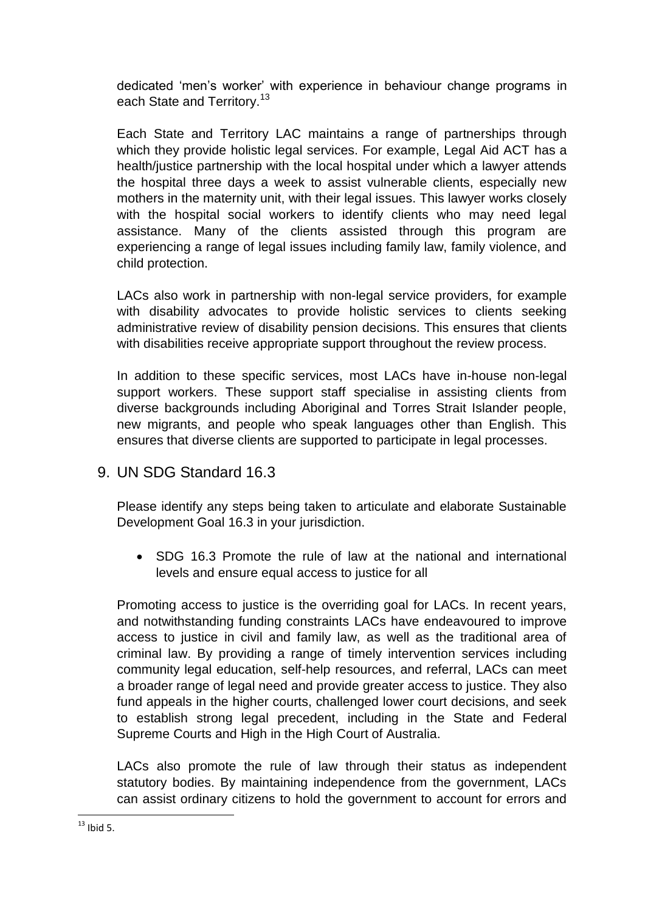dedicated 'men's worker' with experience in behaviour change programs in each State and Territory.[13]

Each State and Territory LAC maintains a range of partnerships through which they provide holistic legal services. For example, Legal Aid ACT has a health/justice partnership with the local hospital under which a lawyer attends the hospital three days a week to assist vulnerable clients, especially new mothers in the maternity unit, with their legal issues. This lawyer works closely with the hospital social workers to identify clients who may need legal assistance. Many of the clients assisted through this program are experiencing a range of legal issues including family law, family violence, and child protection.

LACs also work in partnership with non-legal service providers, for example with disability advocates to provide holistic services to clients seeking administrative review of disability pension decisions. This ensures that clients with disabilities receive appropriate support throughout the review process.

In addition to these specific services, most LACs have in-house non-legal support workers. These support staff specialise in assisting clients from diverse backgrounds including Aboriginal and Torres Strait Islander people, new migrants, and people who speak languages other than English. This ensures that diverse clients are supported to participate in legal processes.

## 9. UN SDG Standard 16.3

Please identify any steps being taken to articulate and elaborate Sustainable Development Goal 16.3 in your jurisdiction.

- SDG 16.3 Promote the rule of law at the national and international levels and ensure equal access to justice for all

Promoting access to justice is the overriding goal for LACs. In recent years, and notwithstanding funding constraints LACs have endeavoured to improve access to justice in civil and family law, as well as the traditional area of criminal law. By providing a range of timely intervention services including community legal education, self-help resources, and referral, LACs can meet a broader range of legal need and provide greater access to justice. They also fund appeals in the higher courts, challenged lower court decisions, and seek to establish strong legal precedent, including in the State and Federal Supreme Courts and High in the High Court of Australia.

LACs also promote the rule of law through their status as independent statutory bodies. By maintaining independence from the government, LACs can assist ordinary citizens to hold the government to account for errors and

[13] Ibid 5.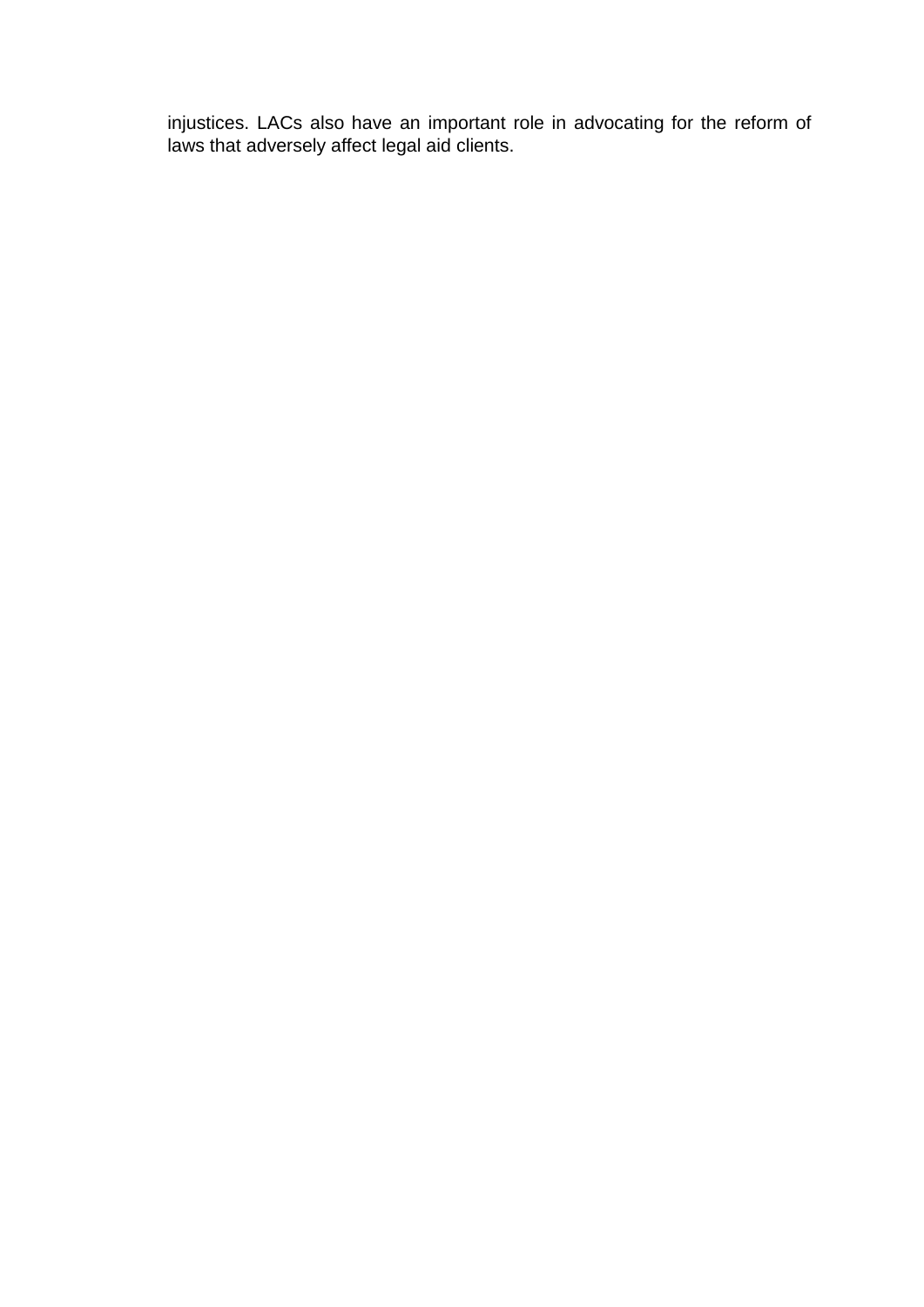injustices. LACs also have an important role in advocating for the reform of laws that adversely affect legal aid clients.